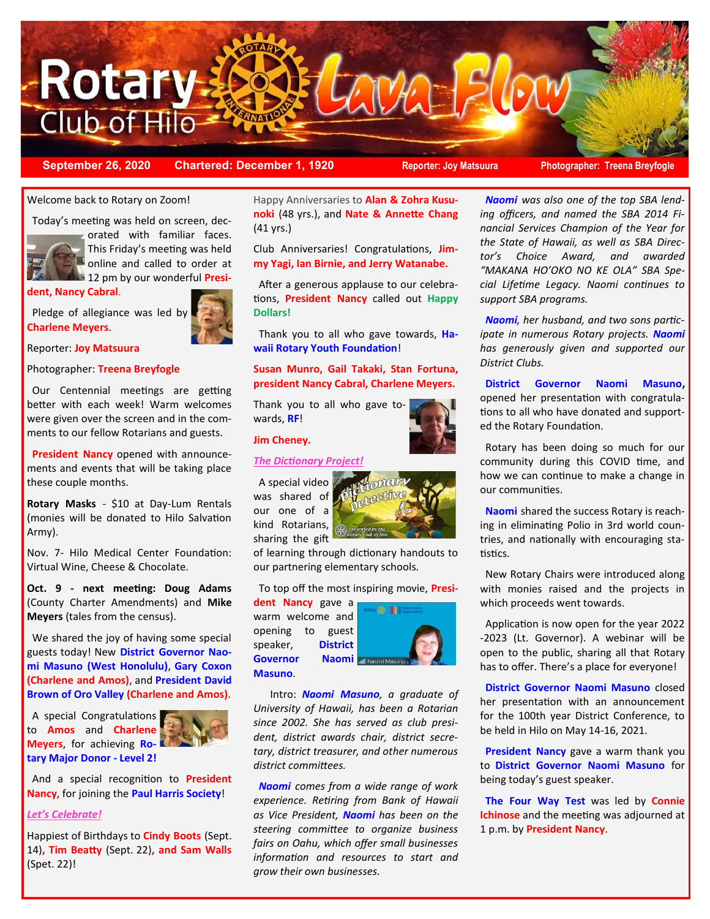# Rotary Club of Hilo — Lava Flow

**September 26, 2020** | **Chartered: December 1, 1920** | **Reporter: Joy Matsuura** | **Photographer: Treena Breyfogle**

Welcome back to Rotary on Zoom!

Today's meeting was held on screen, decorated with familiar faces. This Friday's meeting was held online and called to order at 12 pm by our wonderful **President, Nancy Cabral**.

Pledge of allegiance was led by **Charlene Meyers**.

Reporter: **Joy Matsuura**

Photographer: **Treena Breyfogle**

Our Centennial meetings are getting better with each week! Warm welcomes were given over the screen and in the comments to our fellow Rotarians and guests.

**President Nancy** opened with announcements and events that will be taking place these couple months.

**Rotary Masks** - $10 at Day-Lum Rentals (monies will be donated to Hilo Salvation Army).

Nov. 7- Hilo Medical Center Foundation: Virtual Wine, Cheese & Chocolate.

**Oct. 9 - next meeting: Doug Adams** (County Charter Amendments) and **Mike Meyers** (tales from the census).

We shared the joy of having some special guests today! New **District Governor Naomi Masuno (West Honolulu)**, **Gary Coxon (Charlene and Amos)**, and **President David Brown of Oro Valley (Charlene and Amos)**.

A special Congratulations to **Amos** and **Charlene Meyers**, for achieving **Rotary Major Donor - Level 2!**

And a special recognition to **President Nancy**, for joining the **Paul Harris Society**!

***Let's Celebrate!***

Happiest of Birthdays to **Cindy Boots** (Sept. 14), **Tim Beatty** (Sept. 22), **and Sam Walls** (Spet. 22)!

Happy Anniversaries to **Alan & Zohra Kusunoki** (48 yrs.), and **Nate & Annette Chang** (41 yrs.)

Club Anniversaries! Congratulations, **Jimmy Yagi, Ian Birnie, and Jerry Watanabe.**

After a generous applause to our celebrations, **President Nancy** called out **Happy Dollars!**

Thank you to all who gave towards, **Hawaii Rotary Youth Foundation**!

**Susan Munro, Gail Takaki, Stan Fortuna, president Nancy Cabral, Charlene Meyers.**

Thank you to all who gave towards, **RF**!

**Jim Cheney.**

***The Dictionary Project!***

A special video was shared of our one of a kind Rotarians, sharing the gift of learning through dictionary handouts to our partnering elementary schools.

To top off the most inspiring movie, **President Nancy** gave a warm welcome and opening to guest speaker, **District Governor Naomi Masuno**.

Intro: ***Naomi Masuno****, a graduate of University of Hawaii, has been a Rotarian since 2002. She has served as club president, district awards chair, district secretary, district treasurer, and other numerous district committees.*

***Naomi*** *comes from a wide range of work experience. Retiring from Bank of Hawaii as Vice President,* ***Naomi*** *has been on the steering committee to organize business fairs on Oahu, which offer small businesses information and resources to start and grow their own businesses.*

***Naomi*** *was also one of the top SBA lending officers, and named the SBA 2014 Financial Services Champion of the Year for the State of Hawaii, as well as SBA Director's Choice Award, and awarded "MAKANA HO'OKO NO KE OLA" SBA Special Lifetime Legacy. Naomi continues to support SBA programs.*

***Naomi****, her husband, and two sons participate in numerous Rotary projects.* ***Naomi*** *has generously given and supported our District Clubs.*

**District Governor Naomi Masuno**, opened her presentation with congratulations to all who have donated and supported the Rotary Foundation.

Rotary has been doing so much for our community during this COVID time, and how we can continue to make a change in our communities.

**Naomi** shared the success Rotary is reaching in eliminating Polio in 3rd world countries, and nationally with encouraging statistics.

New Rotary Chairs were introduced along with monies raised and the projects in which proceeds went towards.

Application is now open for the year 2022-2023 (Lt. Governor). A webinar will be open to the public, sharing all that Rotary has to offer. There's a place for everyone!

**District Governor Naomi Masuno** closed her presentation with an announcement for the 100th year District Conference, to be held in Hilo on May 14-16, 2021.

**President Nancy** gave a warm thank you to **District Governor Naomi Masuno** for being today's guest speaker.

**The Four Way Test** was led by **Connie Ichinose** and the meeting was adjourned at 1 p.m. by **President Nancy**.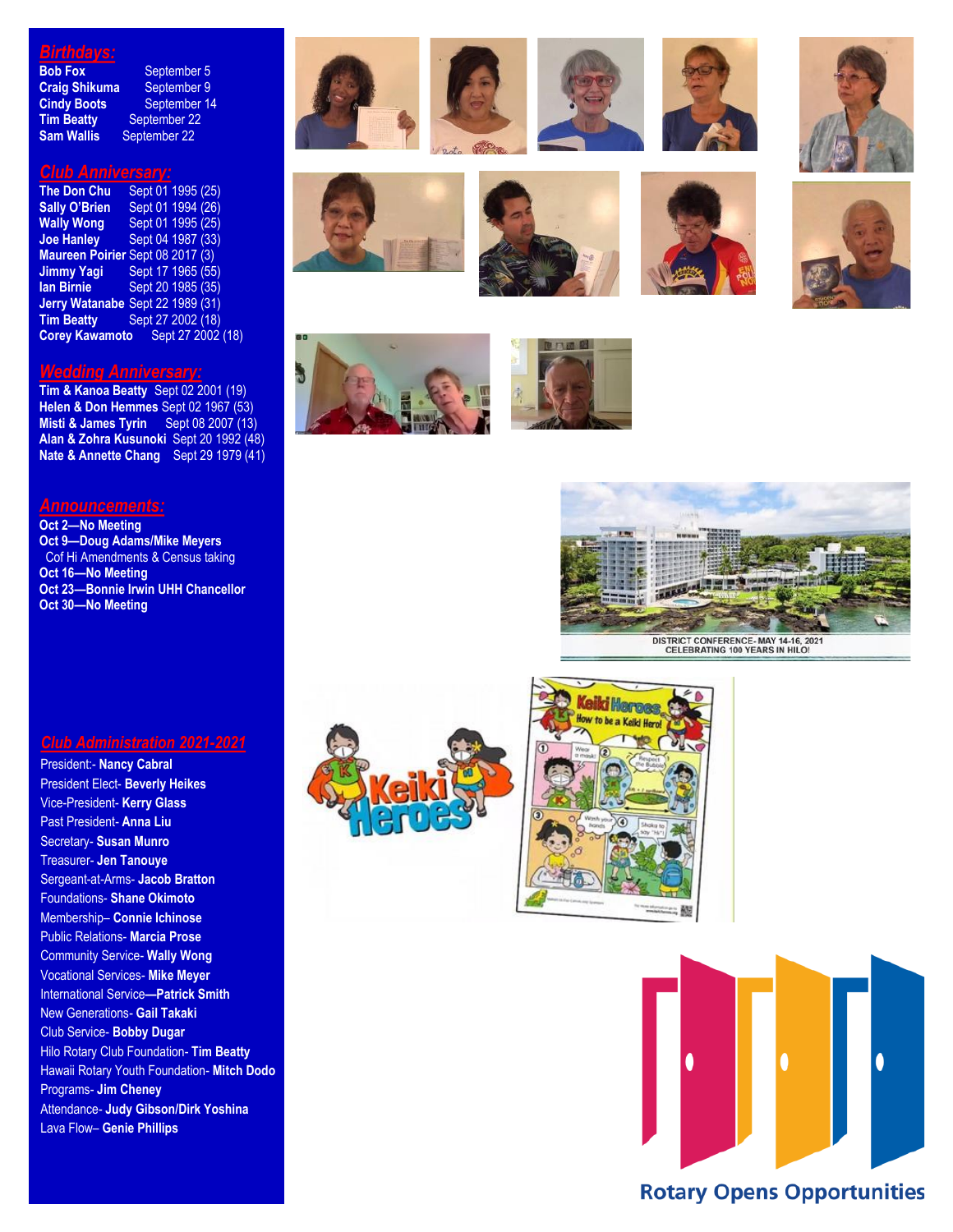## Birthdays:

**Bob Fox** September 5
**Craig Shikuma** September 9
**Cindy Boots** September 14
**Tim Beatty** September 22
**Sam Wallis** September 22

## Club Anniversary:

**The Don Chu** Sept 01 1995 (25)
**Sally O'Brien** Sept 01 1994 (26)
**Wally Wong** Sept 01 1995 (25)
**Joe Hanley** Sept 04 1987 (33)
**Maureen Poirier** Sept 08 2017 (3)
**Jimmy Yagi** Sept 17 1965 (55)
**Ian Birnie** Sept 20 1985 (35)
**Jerry Watanabe** Sept 22 1989 (31)
**Tim Beatty** Sept 27 2002 (18)
**Corey Kawamoto** Sept 27 2002 (18)

## Wedding Anniversary:

**Tim & Kanoa Beatty** Sept 02 2001 (19)
**Helen & Don Hemmes** Sept 02 1967 (53)
**Misti & James Tyrin** Sept 08 2007 (13)
**Alan & Zohra Kusunoki** Sept 20 1992 (48)
**Nate & Annette Chang** Sept 29 1979 (41)

## Announcements:

**Oct 2—No Meeting**
**Oct 9—Doug Adams/Mike Meyers**
Cof Hi Amendments & Census taking
**Oct 16—No Meeting**
**Oct 23—Bonnie Irwin UHH Chancellor**
**Oct 30—No Meeting**

## Club Administration 2021-2021

President:- **Nancy Cabral**
President Elect- **Beverly Heikes**
Vice-President- **Kerry Glass**
Past President- **Anna Liu**
Secretary- **Susan Munro**
Treasurer- **Jen Tanouye**
Sergeant-at-Arms- **Jacob Bratton**
Foundations- **Shane Okimoto**
Membership– **Connie Ichinose**
Public Relations- **Marcia Prose**
Community Service- **Wally Wong**
Vocational Services- **Mike Meyer**
International Service—**Patrick Smith**
New Generations- **Gail Takaki**
Club Service- **Bobby Dugar**
Hilo Rotary Club Foundation- **Tim Beatty**
Hawaii Rotary Youth Foundation- **Mitch Dodo**
Programs- **Jim Cheney**
Attendance- **Judy Gibson/Dirk Yoshina**
Lava Flow– **Genie Phillips**

DISTRICT CONFERENCE- MAY 14-16, 2021
CELEBRATING 100 YEARS IN HILO!

Rotary Opens Opportunities